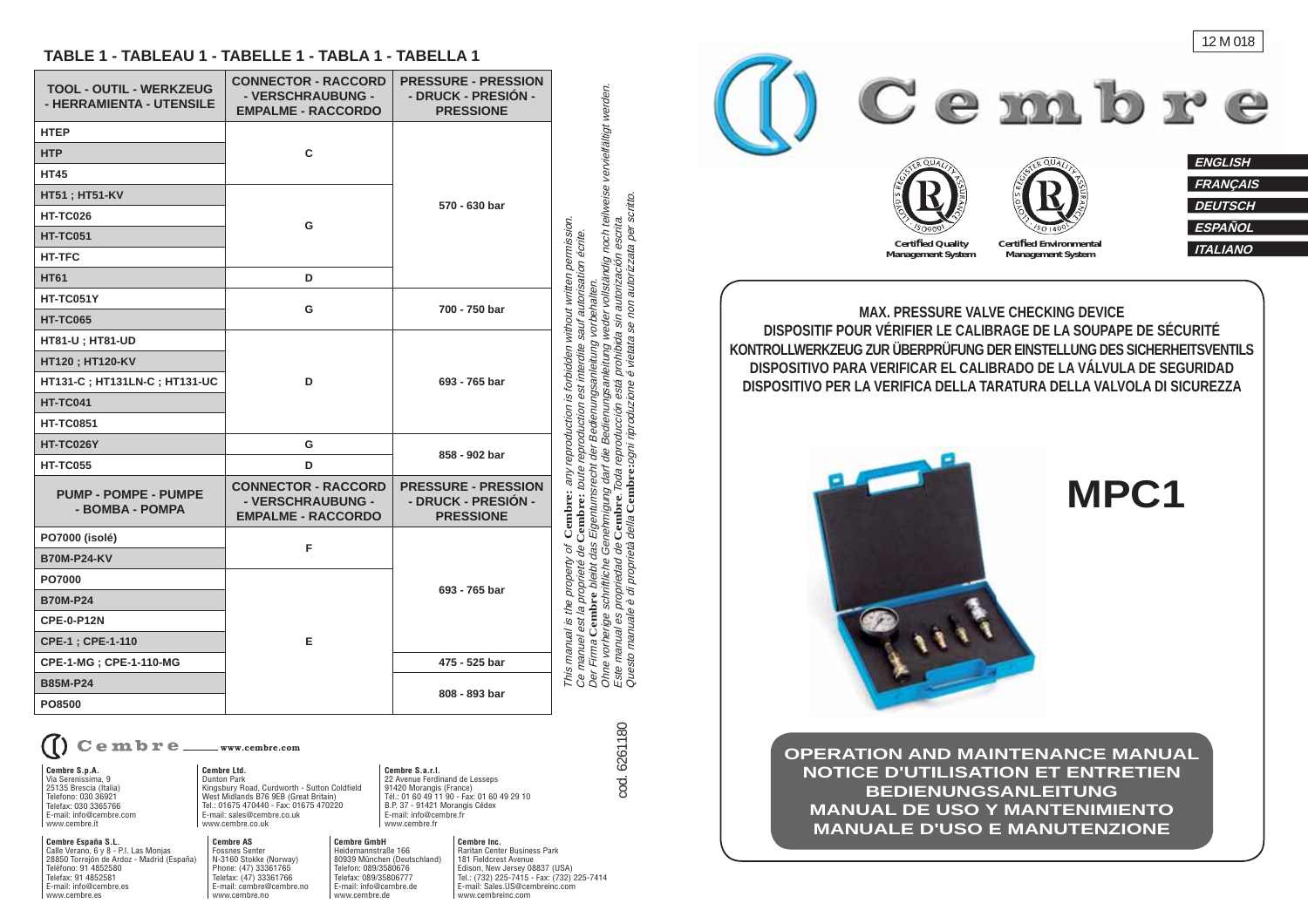12 M 018

**ENGLISH**
**FRANÇAIS**
**DEUTSCH**
**ESPAÑOL**
**ITALIANO**

Certified Quality Management System

Certified Environmental Management System

# MAX. PRESSURE VALVE CHECKING DEVICE
# DISPOSITIF POUR VÉRIFIER LE CALIBRAGE DE LA SOUPAPE DE SÉCURITÉ
# KONTROLLWERKZEUG ZUR ÜBERPRÜFUNG DER EINSTELLUNG DES SICHERHEITSVENTILS
# DISPOSITIVO PARA VERIFICAR EL CALIBRADO DE LA VÁLVULA DE SEGURIDAD
# DISPOSITIVO PER LA VERIFICA DELLA TARATURA DELLA VALVOLA DI SICUREZZA

# MPC1

**OPERATION AND MAINTENANCE MANUAL**
**NOTICE D'UTILISATION ET ENTRETIEN**
**BEDIENUNGSANLEITUNG**
**MANUAL DE USO Y MANTENIMIENTO**
**MANUALE D'USO E MANUTENZIONE**

## TABLE 1 - TABLEAU 1 - TABELLE 1 - TABLA 1 - TABELLA 1

| TOOL - OUTIL - WERKZEUG - HERRAMIENTA - UTENSILE | CONNECTOR - RACCORD - VERSCHRAUBUNG - EMPALME - RACCORDO | PRESSURE - PRESSION - DRUCK - PRESIÓN - PRESSIONE |
|---|---|---|
| HTEP | C | 570 - 630 bar |
| HTP | C | 570 - 630 bar |
| HT45 | C | 570 - 630 bar |
| HT51 ; HT51-KV | G | 570 - 630 bar |
| HT-TC026 | G | 570 - 630 bar |
| HT-TC051 | G | 570 - 630 bar |
| HT-TFC | G | 570 - 630 bar |
| HT61 | D | 570 - 630 bar |
| HT-TC051Y | G | 700 - 750 bar |
| HT-TC065 | G | 700 - 750 bar |
| HT81-U ; HT81-UD | D | 693 - 765 bar |
| HT120 ; HT120-KV | D | 693 - 765 bar |
| HT131-C ; HT131LN-C ; HT131-UC | D | 693 - 765 bar |
| HT-TC041 | D | 693 - 765 bar |
| HT-TC0851 | D | 693 - 765 bar |
| HT-TC026Y | G | 858 - 902 bar |
| HT-TC055 | D | 858 - 902 bar |
| **PUMP - POMPE - PUMPE - BOMBA - POMPA** | **CONNECTOR - RACCORD - VERSCHRAUBUNG - EMPALME - RACCORDO** | **PRESSURE - PRESSION - DRUCK - PRESIÓN - PRESSIONE** |
| PO7000 (isolé) | F | 693 - 765 bar |
| B70M-P24-KV | F | 693 - 765 bar |
| PO7000 | E | 693 - 765 bar |
| B70M-P24 | E | 693 - 765 bar |
| CPE-0-P12N | E | 693 - 765 bar |
| CPE-1 ; CPE-1-110 | E | 693 - 765 bar |
| CPE-1-MG ; CPE-1-110-MG | E | 475 - 525 bar |
| B85M-P24 | E | 808 - 893 bar |
| PO8500 | E | 808 - 893 bar |

*This manual is the property of* **Cembre**: *any reproduction is forbidden without written permission.*
*Ce manuel est la propriété de* **Cembre**: *toute reproduction est interdite sauf autorisation écrite.*
*Der Firma* **Cembre** *bleibt das Eigentumsrecht der Bedienungsanleitung vorbehalten. Ohne vorherige schriftliche Genehmigung darf die Bedienungsanleitung weder vollständig noch teilweise vervielfältigt werden.*
*Este manual es propriedad de* **Cembre**. *Toda reproducción está prohibida sin autorización escrita.*
*Questo manuale è di proprietà della* **Cembre**: *ogni riproduzione è vietata se non autorizzata per scritto.*

cod. 6261180

Cembre www.cembre.com

**Cembre S.p.A.**
Via Serenissima, 9
25135 Brescia (Italia)
Telefono: 030 36921
Telefax: 030 3365766
E-mail: info@cembre.com
www.cembre.it

**Cembre Ltd.**
Dunton Park
Kingsbury Road, Curdworth - Sutton Coldfield
West Midlands B76 9EB (Great Britain)
Tel.: 01675 470440 - Fax: 01675 470220
E-mail: sales@cembre.co.uk
www.cembre.co.uk

**Cembre S.a.r.l.**
22 Avenue Ferdinand de Lesseps
91420 Morangis (France)
Tél.: 01 60 49 11 90 - Fax: 01 60 49 29 10
B.P. 37 - 91421 Morangis Cédex
E-mail: info@cembre.fr
www.cembre.fr

**Cembre España S.L.**
Calle Verano, 6 y 8 - P.I. Las Monjas
28850 Torrejón de Ardoz - Madrid (España)
Teléfono: 91 4852580
Telefax: 91 4852581
E-mail: info@cembre.es
www.cembre.es

**Cembre AS**
Fossnes Senter
N-3160 Stokke (Norway)
Phone: (47) 33361765
Telefax: (47) 33361766
E-mail: cembre@cembre.no
www.cembre.no

**Cembre GmbH**
Heidemannstraße 166
80939 München (Deutschland)
Telefon: 089/3580676
Telefax: 089/35806777
E-mail: info@cembre.de
www.cembre.de

**Cembre Inc.**
Raritan Center Business Park
181 Fieldcrest Avenue
Edison, New Jersey 08837 (USA)
Tel.: (732) 225-7415 - Fax: (732) 225-7414
E-mail: Sales.US@cembreinc.com
www.cembreinc.com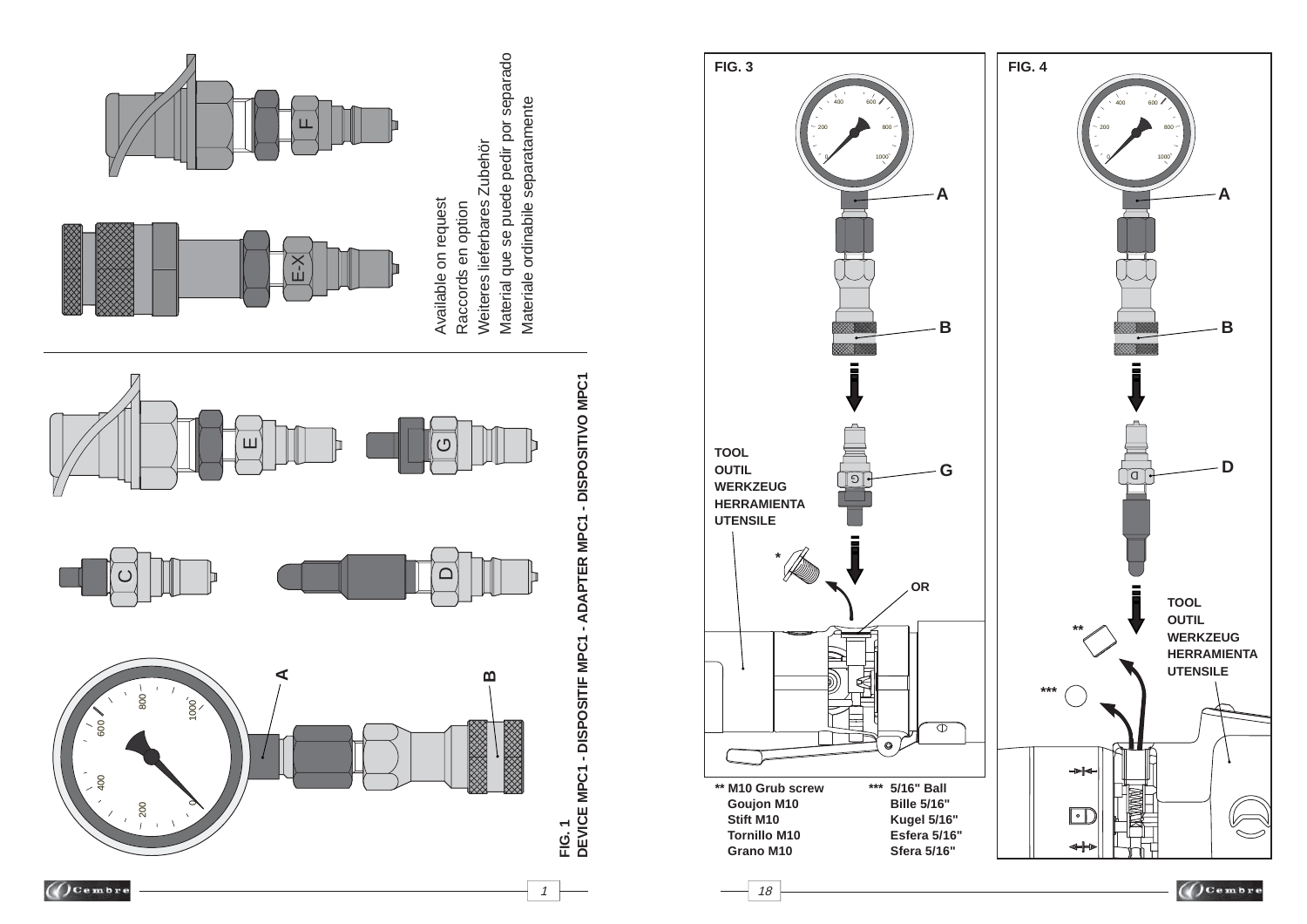**FIG. 1**
**DEVICE MPC1 - DISPOSITIF MPC1 - ADAPTER MPC1 - DISPOSITIVO MPC1**

A

B

C

D

E

G

E-X

F

Available on request
Raccords en option
Weiteres lieferbares Zubehör
Material que se puede pedir por separado
Materiale ordinabile separatamente

**FIG. 3**

A

B

G

**TOOL**
**OUTIL**
**WERKZEUG**
**HERRAMIENTA**
**UTENSILE**

*

OR

**FIG. 4**

A

B

D

**TOOL**
**OUTIL**
**WERKZEUG**
**HERRAMIENTA**
**UTENSILE**

**

***

**\*\* M10 Grub screw**
**Goujon M10**
**Stift M10**
**Tornillo M10**
**Grano M10**

**\*\*\* 5/16" Ball**
**Bille 5/16"**
**Kugel 5/16"**
**Esfera 5/16"**
**Sfera 5/16"**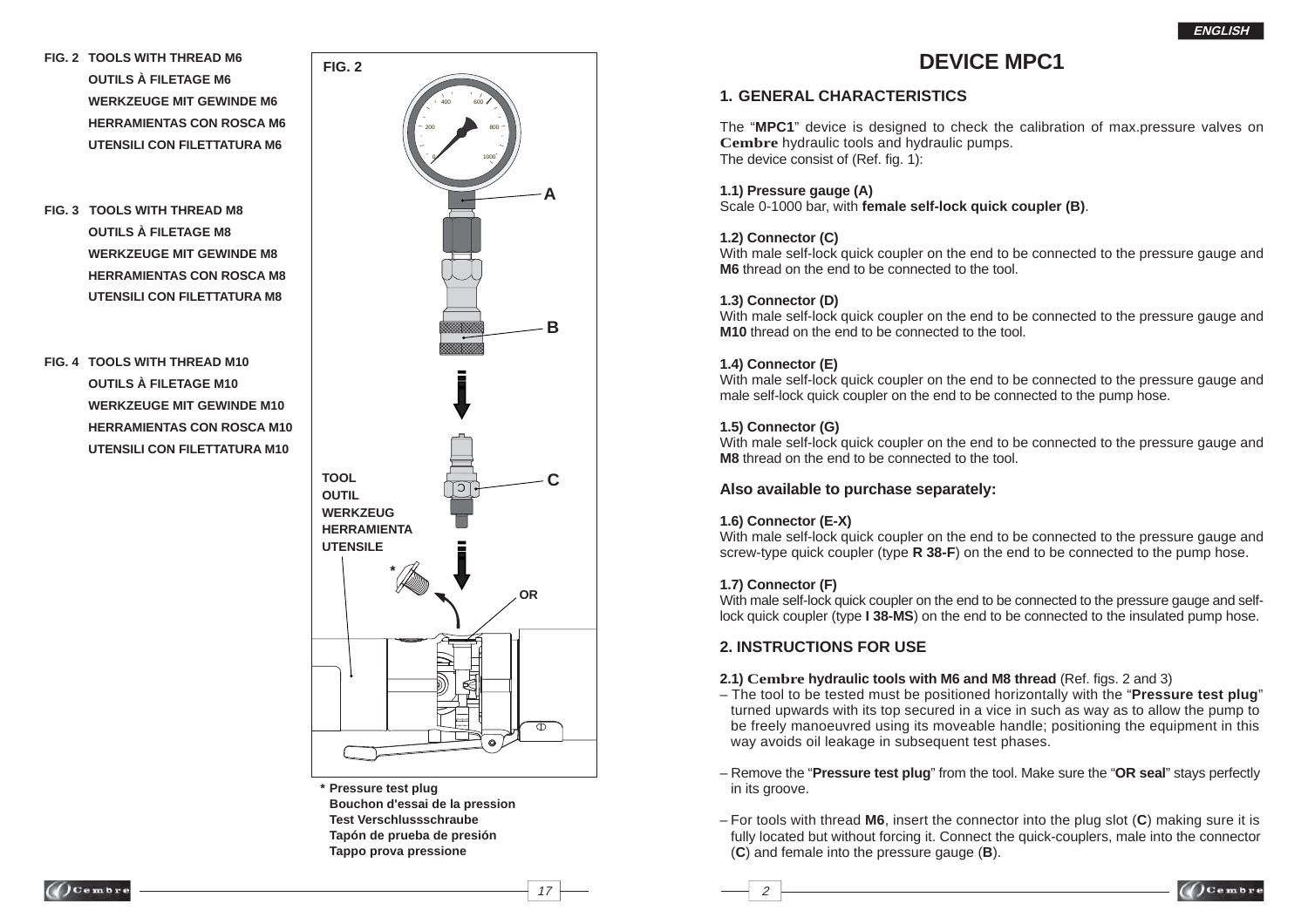FIG. 2 TOOLS WITH THREAD M6
OUTILS À FILETAGE M6
WERKZEUGE MIT GEWINDE M6
HERRAMIENTAS CON ROSCA M6
UTENSILI CON FILETTATURA M6

FIG. 3 TOOLS WITH THREAD M8
OUTILS À FILETAGE M8
WERKZEUGE MIT GEWINDE M8
HERRAMIENTAS CON ROSCA M8
UTENSILI CON FILETTATURA M8

FIG. 4 TOOLS WITH THREAD M10
OUTILS À FILETAGE M10
WERKZEUGE MIT GEWINDE M10
HERRAMIENTAS CON ROSCA M10
UTENSILI CON FILETTATURA M10

FIG. 2

A

B

C

TOOL
OUTIL
WERKZEUG
HERRAMIENTA
UTENSILE

OR

\* Pressure test plug
Bouchon d'essai de la pression
Test Verschlussschraube
Tapón de prueba de presión
Tappo prova pressione

# DEVICE MPC1

## 1. GENERAL CHARACTERISTICS

The "**MPC1**" device is designed to check the calibration of max.pressure valves on **Cembre** hydraulic tools and hydraulic pumps.
The device consist of (Ref. fig. 1):

**1.1) Pressure gauge (A)**
Scale 0-1000 bar, with **female self-lock quick coupler (B)**.

**1.2) Connector (C)**
With male self-lock quick coupler on the end to be connected to the pressure gauge and **M6** thread on the end to be connected to the tool.

**1.3) Connector (D)**
With male self-lock quick coupler on the end to be connected to the pressure gauge and **M10** thread on the end to be connected to the tool.

**1.4) Connector (E)**
With male self-lock quick coupler on the end to be connected to the pressure gauge and male self-lock quick coupler on the end to be connected to the pump hose.

**1.5) Connector (G)**
With male self-lock quick coupler on the end to be connected to the pressure gauge and **M8** thread on the end to be connected to the tool.

### Also available to purchase separately:

**1.6) Connector (E-X)**
With male self-lock quick coupler on the end to be connected to the pressure gauge and screw-type quick coupler (type **R 38-F**) on the end to be connected to the pump hose.

**1.7) Connector (F)**
With male self-lock quick coupler on the end to be connected to the pressure gauge and self-lock quick coupler (type **I 38-MS**) on the end to be connected to the insulated pump hose.

## 2. INSTRUCTIONS FOR USE

**2.1) Cembre hydraulic tools with M6 and M8 thread** (Ref. figs. 2 and 3)

– The tool to be tested must be positioned horizontally with the "**Pressure test plug**" turned upwards with its top secured in a vice in such as way as to allow the pump to be freely manoeuvred using its moveable handle; positioning the equipment in this way avoids oil leakage in subsequent test phases.

– Remove the "**Pressure test plug**" from the tool. Make sure the "**OR seal**" stays perfectly in its groove.

– For tools with thread **M6**, insert the connector into the plug slot (**C**) making sure it is fully located but without forcing it. Connect the quick-couplers, male into the connector (**C**) and female into the pressure gauge (**B**).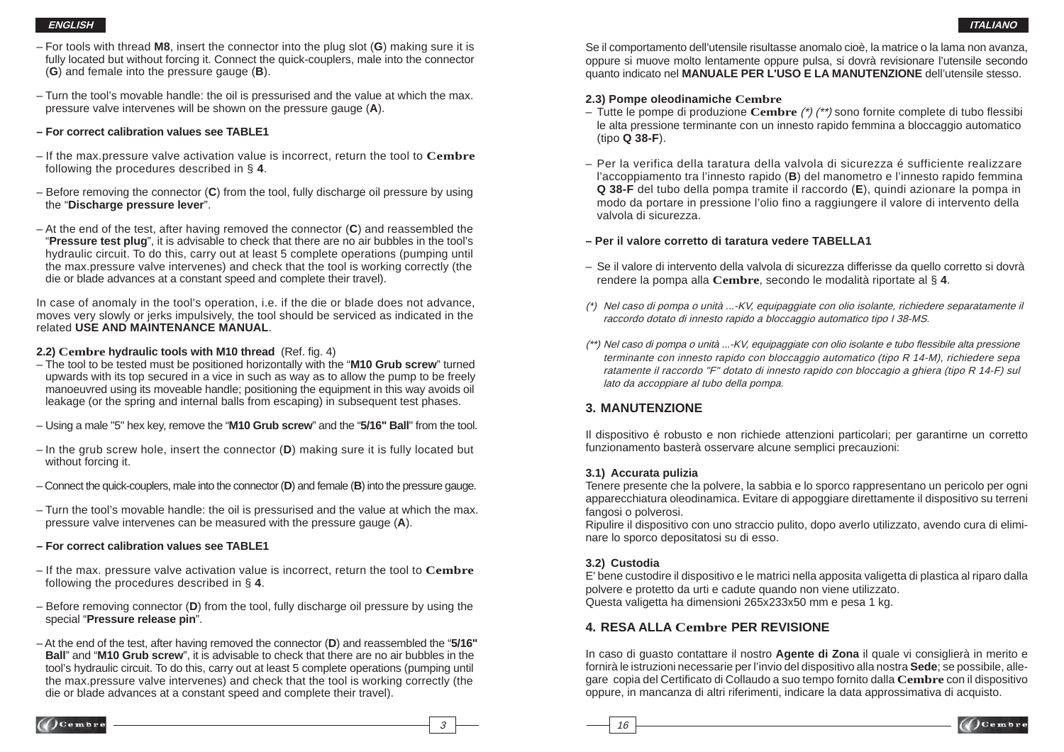– For tools with thread **M8**, insert the connector into the plug slot (**G**) making sure it is fully located but without forcing it. Connect the quick-couplers, male into the connector (**G**) and female into the pressure gauge (**B**).

– Turn the tool's movable handle: the oil is pressurised and the value at which the max. pressure valve intervenes will be shown on the pressure gauge (**A**).

**– For correct calibration values see TABLE1**

– If the max.pressure valve activation value is incorrect, return the tool to **Cembre** following the procedures described in § **4**.

– Before removing the connector (**C**) from the tool, fully discharge oil pressure by using the "**Discharge pressure lever**".

– At the end of the test, after having removed the connector (**C**) and reassembled the "**Pressure test plug**", it is advisable to check that there are no air bubbles in the tool's hydraulic circuit. To do this, carry out at least 5 complete operations (pumping until the max.pressure valve intervenes) and check that the tool is working correctly (the die or blade advances at a constant speed and complete their travel).

In case of anomaly in the tool's operation, i.e. if the die or blade does not advance, moves very slowly or jerks impulsively, the tool should be serviced as indicated in the related **USE AND MAINTENANCE MANUAL**.

**2.2) Cembre hydraulic tools with M10 thread** (Ref. fig. 4)

– The tool to be tested must be positioned horizontally with the "**M10 Grub screw**" turned upwards with its top secured in a vice in such as way as to allow the pump to be freely manoeuvred using its moveable handle; positioning the equipment in this way avoids oil leakage (or the spring and internal balls from escaping) in subsequent test phases.

– Using a male "5" hex key, remove the "**M10 Grub screw**" and the "**5/16" Ball**" from the tool.

– In the grub screw hole, insert the connector (**D**) making sure it is fully located but without forcing it.

– Connect the quick-couplers, male into the connector (**D**) and female (**B**) into the pressure gauge.

– Turn the tool's movable handle: the oil is pressurised and the value at which the max. pressure valve intervenes can be measured with the pressure gauge (**A**).

**– For correct calibration values see TABLE1**

– If the max. pressure valve activation value is incorrect, return the tool to **Cembre** following the procedures described in § **4**.

– Before removing connector (**D**) from the tool, fully discharge oil pressure by using the special "**Pressure release pin**".

– At the end of the test, after having removed the connector (**D**) and reassembled the "**5/16" Ball**" and "**M10 Grub screw**", it is advisable to check that there are no air bubbles in the tool's hydraulic circuit. To do this, carry out at least 5 complete operations (pumping until the max.pressure valve intervenes) and check that the tool is working correctly (the die or blade advances at a constant speed and complete their travel).

Se il comportamento dell'utensile risultasse anomalo cioè, la matrice o la lama non avanza, oppure si muove molto lentamente oppure pulsa, si dovrà revisionare l'utensile secondo quanto indicato nel **MANUALE PER L'USO E LA MANUTENZIONE** dell'utensile stesso.

**2.3) Pompe oleodinamiche Cembre**

– Tutte le pompe di produzione **Cembre** *(\*) (\*\*)* sono fornite complete di tubo flessibi le alta pressione terminante con un innesto rapido femmina a bloccaggio automatico (tipo **Q 38-F**).

– Per la verifica della taratura della valvola di sicurezza é sufficiente realizzare l'accoppiamento tra l'innesto rapido (**B**) del manometro e l'innesto rapido femmina **Q 38-F** del tubo della pompa tramite il raccordo (**E**), quindi azionare la pompa in modo da portare in pressione l'olio fino a raggiungere il valore di intervento della valvola di sicurezza.

**– Per il valore corretto di taratura vedere TABELLA1**

– Se il valore di intervento della valvola di sicurezza differisse da quello corretto si dovrà rendere la pompa alla **Cembre**, secondo le modalità riportate al § **4**.

*(\*) Nel caso di pompa o unità ...-KV, equipaggiate con olio isolante, richiedere separatamente il raccordo dotato di innesto rapido a bloccaggio automatico tipo I 38-MS.*

*(\*\*) Nel caso di pompa o unità ...-KV, equipaggiate con olio isolante e tubo flessibile alta pressione terminante con innesto rapido con bloccaggio automatico (tipo R 14-M), richiedere separatamente il raccordo "F" dotato di innesto rapido con bloccaggio a ghiera (tipo R 14-F) sul lato da accoppiare al tubo della pompa.*

## 3. MANUTENZIONE

Il dispositivo é robusto e non richiede attenzioni particolari; per garantirne un corretto funzionamento basterà osservare alcune semplici precauzioni:

**3.1) Accurata pulizia**

Tenere presente che la polvere, la sabbia e lo sporco rappresentano un pericolo per ogni apparecchiatura oleodinamica. Evitare di appoggiare direttamente il dispositivo su terreni fangosi o polverosi.
Ripulire il dispositivo con uno straccio pulito, dopo averlo utilizzato, avendo cura di eliminare lo sporco depositatosi su di esso.

**3.2) Custodia**

E' bene custodire il dispositivo e le matrici nella apposita valigetta di plastica al riparo dalla polvere e protetto da urti e cadute quando non viene utilizzato.
Questa valigetta ha dimensioni 265x233x50 mm e pesa 1 kg.

## 4. RESA ALLA Cembre PER REVISIONE

In caso di guasto contattare il nostro **Agente di Zona** il quale vi consiglierà in merito e fornirà le istruzioni necessarie per l'invio del dispositivo alla nostra **Sede**; se possibile, allegare copia del Certificato di Collaudo a suo tempo fornito dalla **Cembre** con il dispositivo oppure, in mancanza di altri riferimenti, indicare la data approssimativa di acquisto.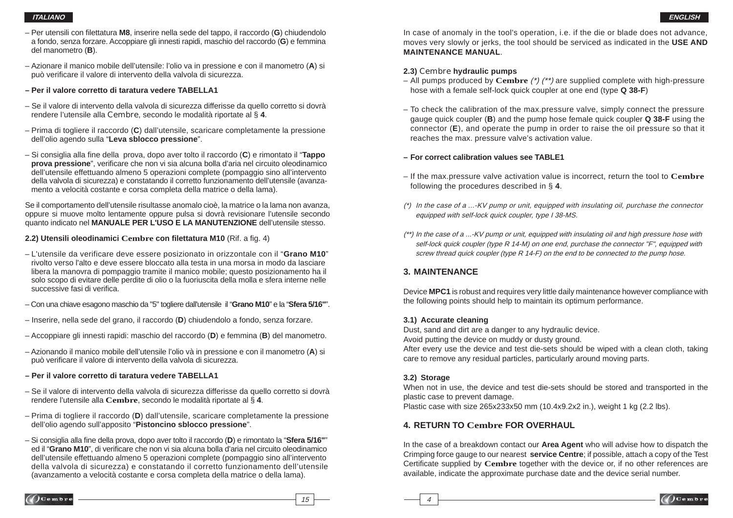– Per utensili con filettatura **M8**, inserire nella sede del tappo, il raccordo (**G**) chiudendolo a fondo, senza forzare. Accoppiare gli innesti rapidi, maschio del raccordo (**G**) e femmina del manometro (**B**).

– Azionare il manico mobile dell'utensile: l'olio va in pressione e con il manometro (**A**) si può verificare il valore di intervento della valvola di sicurezza.

**– Per il valore corretto di taratura vedere TABELLA1**

– Se il valore di intervento della valvola di sicurezza differisse da quello corretto si dovrà rendere l'utensile alla Cembre, secondo le modalità riportate al § **4**.

– Prima di togliere il raccordo (**C**) dall'utensile, scaricare completamente la pressione dell'olio agendo sulla "**Leva sblocco pressione**".

– Si consiglia alla fine della prova, dopo aver tolto il raccordo (**C**) e rimontato il "**Tappo prova pressione**", verificare che non vi sia alcuna bolla d'aria nel circuito oleodinamico dell'utensile effettuando almeno 5 operazioni complete (pompaggio sino all'intervento della valvola di sicurezza) e constatando il corretto funzionamento dell'utensile (avanzamento a velocità costante e corsa completa della matrice o della lama).

Se il comportamento dell'utensile risultasse anomalo cioè, la matrice o la lama non avanza, oppure si muove molto lentamente oppure pulsa si dovrà revisionare l'utensile secondo quanto indicato nel **MANUALE PER L'USO E LA MANUTENZIONE** dell'utensile stesso.

### 2.2) Utensili oleodinamici Cembre con filettatura M10 (Rif. a fig. 4)

– L'utensile da verificare deve essere posizionato in orizzontale con il "**Grano M10**" rivolto verso l'alto e deve essere bloccato alla testa in una morsa in modo da lasciare libera la manovra di pompaggio tramite il manico mobile; questo posizionamento ha il solo scopo di evitare delle perdite di olio o la fuoriuscita della molla e sfera interne nelle successive fasi di verifica.

– Con una chiave esagono maschio da "5" togliere dall'utensile il "**Grano M10**" e la "**Sfera 5/16"**".

– Inserire, nella sede del grano, il raccordo (**D**) chiudendolo a fondo, senza forzare.

– Accoppiare gli innesti rapidi: maschio del raccordo (**D**) e femmina (**B**) del manometro.

– Azionando il manico mobile dell'utensile l'olio và in pressione e con il manometro (**A**) si può verificare il valore di intervento della valvola di sicurezza.

**– Per il valore corretto di taratura vedere TABELLA1**

– Se il valore di intervento della valvola di sicurezza differisse da quello corretto si dovrà rendere l'utensile alla **Cembre**, secondo le modalità riportate al § **4**.

– Prima di togliere il raccordo (**D**) dall'utensile, scaricare completamente la pressione dell'olio agendo sull'apposito "**Pistoncino sblocco pressione**".

– Si consiglia alla fine della prova, dopo aver tolto il raccordo (**D**) e rimontato la "**Sfera 5/16"**" ed il "**Grano M10**", di verificare che non vi sia alcuna bolla d'aria nel circuito oleodinamico dell'utensile effettuando almeno 5 operazioni complete (pompaggio sino all'intervento della valvola di sicurezza) e constatando il corretto funzionamento dell'utensile (avanzamento a velocità costante e corsa completa della matrice o della lama).

In case of anomaly in the tool's operation, i.e. if the die or blade does not advance, moves very slowly or jerks, the tool should be serviced as indicated in the **USE AND MAINTENANCE MANUAL**.

### 2.3) Cembre hydraulic pumps

– All pumps produced by **Cembre** *(\*) (\*\*)* are supplied complete with high-pressure hose with a female self-lock quick coupler at one end (type **Q 38-F**)

– To check the calibration of the max.pressure valve, simply connect the pressure gauge quick coupler (**B**) and the pump hose female quick coupler **Q 38-F** using the connector (**E**), and operate the pump in order to raise the oil pressure so that it reaches the max. pressure valve's activation value.

**– For correct calibration values see TABLE1**

– If the max.pressure valve activation value is incorrect, return the tool to **Cembre** following the procedures described in § **4**.

*(\*) In the case of a ...-KV pump or unit, equipped with insulating oil, purchase the connector equipped with self-lock quick coupler, type I 38-MS.*

*(\*\*) In the case of a ...-KV pump or unit, equipped with insulating oil and high pressure hose with self-lock quick coupler (type R 14-M) on one end, purchase the connector "F", equipped with screw thread quick coupler (type R 14-F) on the end to be connected to the pump hose.*

## 3. MAINTENANCE

Device **MPC1** is robust and requires very little daily maintenance however compliance with the following points should help to maintain its optimum performance.

### 3.1) Accurate cleaning

Dust, sand and dirt are a danger to any hydraulic device.
Avoid putting the device on muddy or dusty ground.
After every use the device and test die-sets should be wiped with a clean cloth, taking care to remove any residual particles, particularly around moving parts.

### 3.2) Storage

When not in use, the device and test die-sets should be stored and transported in the plastic case to prevent damage.
Plastic case with size 265x233x50 mm (10.4x9.2x2 in.), weight 1 kg (2.2 lbs).

## 4. RETURN TO Cembre FOR OVERHAUL

In the case of a breakdown contact our **Area Agent** who will advise how to dispatch the Crimping force gauge to our nearest **service Centre**; if possible, attach a copy of the Test Certificate supplied by **Cembre** together with the device or, if no other references are available, indicate the approximate purchase date and the device serial number.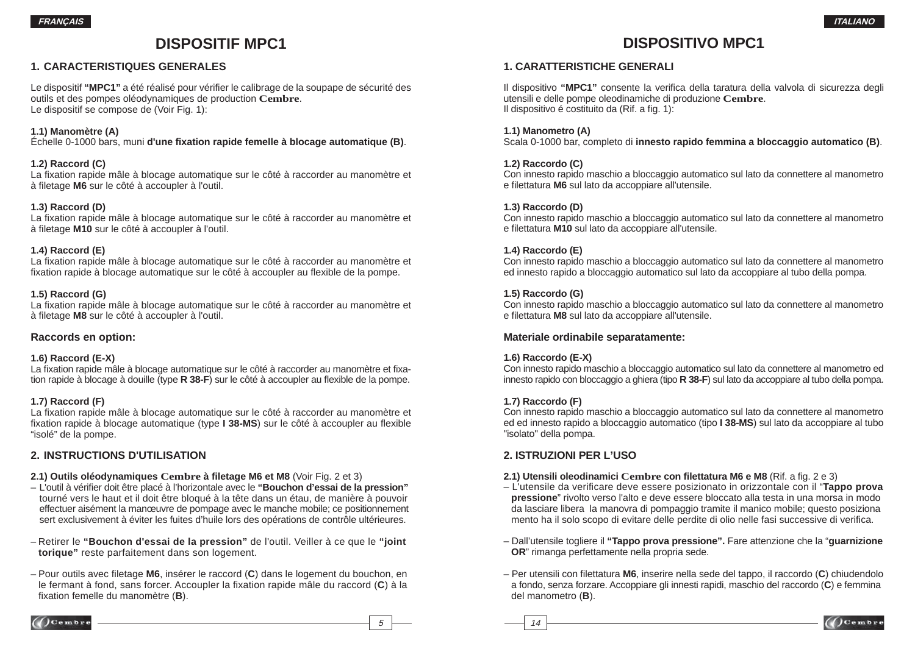FRANÇAIS

# DISPOSITIF MPC1

## 1. CARACTERISTIQUES GENERALES

Le dispositif **"MPC1"** a été réalisé pour vérifier le calibrage de la soupape de sécurité des outils et des pompes oléodynamiques de production **Cembre**.
Le dispositif se compose de (Voir Fig. 1):

**1.1) Manomètre (A)**
Échelle 0-1000 bars, muni **d'une fixation rapide femelle à blocage automatique (B)**.

**1.2) Raccord (C)**
La fixation rapide mâle à blocage automatique sur le côté à raccorder au manomètre et à filetage **M6** sur le côté à accoupler à l'outil.

**1.3) Raccord (D)**
La fixation rapide mâle à blocage automatique sur le côté à raccorder au manomètre et à filetage **M10** sur le côté à accoupler à l'outil.

**1.4) Raccord (E)**
La fixation rapide mâle à blocage automatique sur le côté à raccorder au manomètre et fixation rapide à blocage automatique sur le côté à accoupler au flexible de la pompe.

**1.5) Raccord (G)**
La fixation rapide mâle à blocage automatique sur le côté à raccorder au manomètre et à filetage **M8** sur le côté à accoupler à l'outil.

### Raccords en option:

**1.6) Raccord (E-X)**
La fixation rapide mâle à blocage automatique sur le côté à raccorder au manomètre et fixation rapide à blocage à douille (type **R 38-F**) sur le côté à accoupler au flexible de la pompe.

**1.7) Raccord (F)**
La fixation rapide mâle à blocage automatique sur le côté à raccorder au manomètre et fixation rapide à blocage automatique (type **I 38-MS**) sur le côté à accoupler au flexible "isolé" de la pompe.

## 2. INSTRUCTIONS D'UTILISATION

**2.1) Outils oléodynamiques Cembre à filetage M6 et M8** (Voir Fig. 2 et 3)

– L'outil à vérifier doit être placé à l'horizontale avec le **"Bouchon d'essai de la pression"** tourné vers le haut et il doit être bloqué à la tête dans un étau, de manière à pouvoir effectuer aisément la manœuvre de pompage avec le manche mobile; ce positionnement sert exclusivement à éviter les fuites d'huile lors des opérations de contrôle ultérieures.

– Retirer le **"Bouchon d'essai de la pression"** de l'outil. Veiller à ce que le **"joint torique"** reste parfaitement dans son logement.

– Pour outils avec filetage **M6**, insérer le raccord (**C**) dans le logement du bouchon, en le fermant à fond, sans forcer. Accoupler la fixation rapide mâle du raccord (**C**) à la fixation femelle du manomètre (**B**).

ITALIANO

# DISPOSITIVO MPC1

## 1. CARATTERISTICHE GENERALI

Il dispositivo **"MPC1"** consente la verifica della taratura della valvola di sicurezza degli utensili e delle pompe oleodinamiche di produzione **Cembre**.
Il dispositivo é costituito da (Rif. a fig. 1):

**1.1) Manometro (A)**
Scala 0-1000 bar, completo di **innesto rapido femmina a bloccaggio automatico (B)**.

**1.2) Raccordo (C)**
Con innesto rapido maschio a bloccaggio automatico sul lato da connettere al manometro e filettatura **M6** sul lato da accoppiare all'utensile.

**1.3) Raccordo (D)**
Con innesto rapido maschio a bloccaggio automatico sul lato da connettere al manometro e filettatura **M10** sul lato da accoppiare all'utensile.

**1.4) Raccordo (E)**
Con innesto rapido maschio a bloccaggio automatico sul lato da connettere al manometro ed innesto rapido a bloccaggio automatico sul lato da accoppiare al tubo della pompa.

**1.5) Raccordo (G)**
Con innesto rapido maschio a bloccaggio automatico sul lato da connettere al manometro e filettatura **M8** sul lato da accoppiare all'utensile.

### Materiale ordinabile separatamente:

**1.6) Raccordo (E-X)**
Con innesto rapido maschio a bloccaggio automatico sul lato da connettere al manometro ed innesto rapido con bloccaggio a ghiera (tipo **R 38-F**) sul lato da accoppiare al tubo della pompa.

**1.7) Raccordo (F)**
Con innesto rapido maschio a bloccaggio automatico sul lato da connettere al manometro ed ed innesto rapido a bloccaggio automatico (tipo **I 38-MS**) sul lato da accoppiare al tubo "isolato" della pompa.

## 2. ISTRUZIONI PER L'USO

**2.1) Utensili oleodinamici Cembre con filettatura M6 e M8** (Rif. a fig. 2 e 3)

– L'utensile da verificare deve essere posizionato in orizzontale con il "**Tappo prova pressione**" rivolto verso l'alto e deve essere bloccato alla testa in una morsa in modo da lasciare libera la manovra di pompaggio tramite il manico mobile; questo posiziona mento ha il solo scopo di evitare delle perdite di olio nelle fasi successive di verifica.

– Dall'utensile togliere il **"Tappo prova pressione".** Fare attenzione che la "**guarnizione OR**" rimanga perfettamente nella propria sede.

– Per utensili con filettatura **M6**, inserire nella sede del tappo, il raccordo (**C**) chiudendolo a fondo, senza forzare. Accoppiare gli innesti rapidi, maschio del raccordo (**C**) e femmina del manometro (**B**).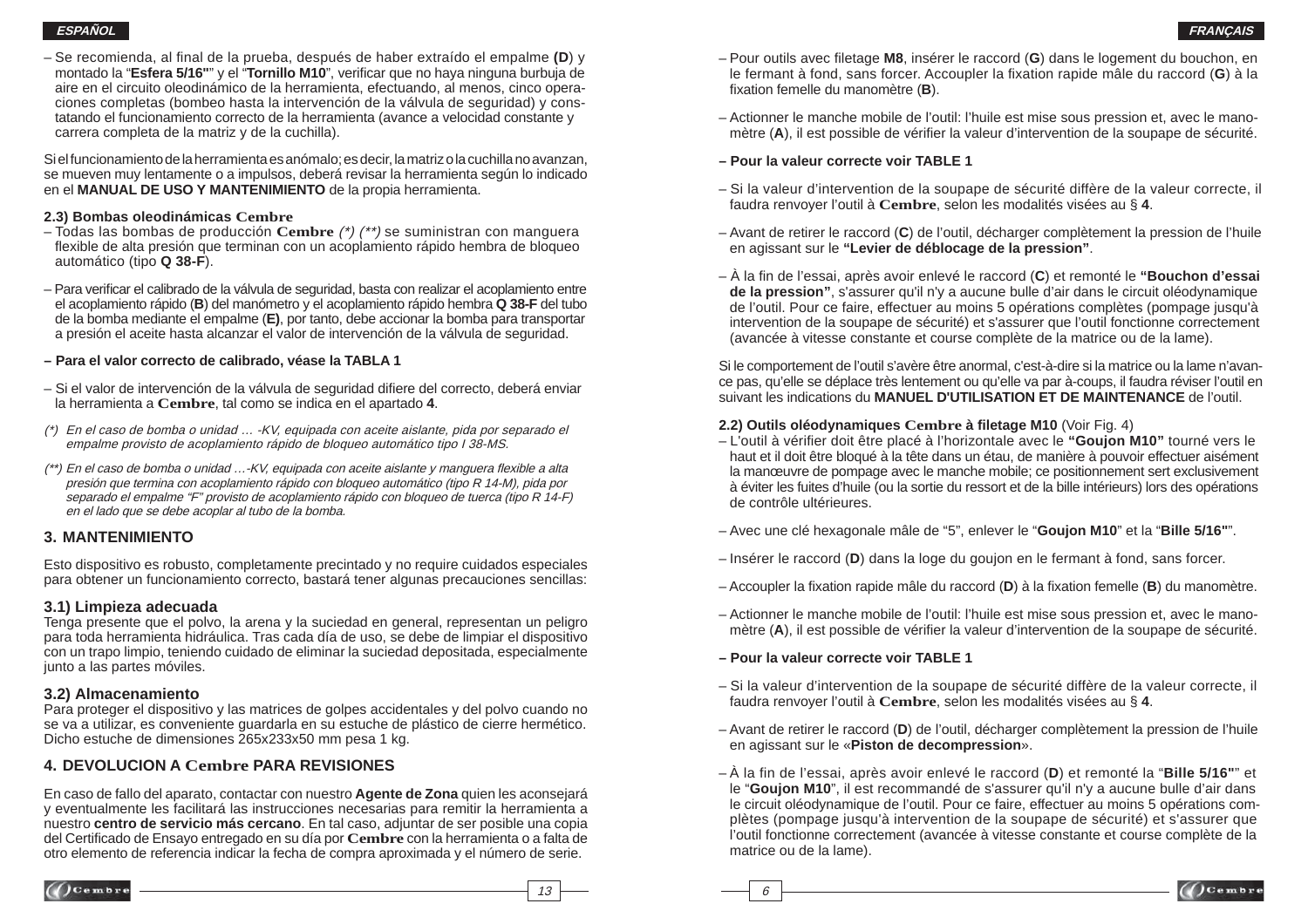– Se recomienda, al final de la prueba, después de haber extraído el empalme **(D**) y montado la "**Esfera 5/16"**" y el "**Tornillo M10**", verificar que no haya ninguna burbuja de aire en el circuito oleodinámico de la herramienta, efectuando, al menos, cinco operaciones completas (bombeo hasta la intervención de la válvula de seguridad) y constatando el funcionamiento correcto de la herramienta (avance a velocidad constante y carrera completa de la matriz y de la cuchilla).

Si el funcionamiento de la herramienta es anómalo; es decir, la matriz o la cuchilla no avanzan, se mueven muy lentamente o a impulsos, deberá revisar la herramienta según lo indicado en el **MANUAL DE USO Y MANTENIMIENTO** de la propia herramienta.

**2.3) Bombas oleodinámicas Cembre**

– Todas las bombas de producción **Cembre** *(\*) (\*\*)* se suministran con manguera flexible de alta presión que terminan con un acoplamiento rápido hembra de bloqueo automático (tipo **Q 38-F**).

– Para verificar el calibrado de la válvula de seguridad, basta con realizar el acoplamiento entre el acoplamiento rápido (**B**) del manómetro y el acoplamiento rápido hembra **Q 38-F** del tubo de la bomba mediante el empalme (**E)**, por tanto, debe accionar la bomba para transportar a presión el aceite hasta alcanzar el valor de intervención de la válvula de seguridad.

**– Para el valor correcto de calibrado, véase la TABLA 1**

– Si el valor de intervención de la válvula de seguridad difiere del correcto, deberá enviar la herramienta a **Cembre**, tal como se indica en el apartado **4**.

*(\*) En el caso de bomba o unidad … -KV, equipada con aceite aislante, pida por separado el empalme provisto de acoplamiento rápido de bloqueo automático tipo I 38-MS.*

*(\*\*) En el caso de bomba o unidad …-KV, equipada con aceite aislante y manguera flexible a alta presión que termina con acoplamiento rápido con bloqueo automático (tipo R 14-M), pida por separado el empalme "F" provisto de acoplamiento rápido con bloqueo de tuerca (tipo R 14-F) en el lado que se debe acoplar al tubo de la bomba.*

## 3. MANTENIMIENTO

Esto dispositivo es robusto, completamente precintado y no require cuidados especiales para obtener un funcionamiento correcto, bastará tener algunas precauciones sencillas:

### 3.1) Limpieza adecuada

Tenga presente que el polvo, la arena y la suciedad en general, representan un peligro para toda herramienta hidráulica. Tras cada día de uso, se debe de limpiar el dispositivo con un trapo limpio, teniendo cuidado de eliminar la suciedad depositada, especialmente junto a las partes móviles.

### 3.2) Almacenamiento

Para proteger el dispositivo y las matrices de golpes accidentales y del polvo cuando no se va a utilizar, es conveniente guardarla en su estuche de plástico de cierre hermético. Dicho estuche de dimensiones 265x233x50 mm pesa 1 kg.

## 4. DEVOLUCION A Cembre PARA REVISIONES

En caso de fallo del aparato, contactar con nuestro **Agente de Zona** quien les aconsejará y eventualmente les facilitará las instrucciones necesarias para remitir la herramienta a nuestro **centro de servicio más cercano**. En tal caso, adjuntar de ser posible una copia del Certificado de Ensayo entregado en su día por **Cembre** con la herramienta o a falta de otro elemento de referencia indicar la fecha de compra aproximada y el número de serie.

– Pour outils avec filetage **M8**, insérer le raccord (**G**) dans le logement du bouchon, en le fermant à fond, sans forcer. Accoupler la fixation rapide mâle du raccord (**G**) à la fixation femelle du manomètre (**B**).

– Actionner le manche mobile de l'outil: l'huile est mise sous pression et, avec le manomètre (**A**), il est possible de vérifier la valeur d'intervention de la soupape de sécurité.

**– Pour la valeur correcte voir TABLE 1**

– Si la valeur d'intervention de la soupape de sécurité diffère de la valeur correcte, il faudra renvoyer l'outil à **Cembre**, selon les modalités visées au § **4**.

– Avant de retirer le raccord (**C**) de l'outil, décharger complètement la pression de l'huile en agissant sur le **"Levier de déblocage de la pression"**.

– À la fin de l'essai, après avoir enlevé le raccord (**C**) et remonté le **"Bouchon d'essai de la pression"**, s'assurer qu'il n'y a aucune bulle d'air dans le circuit oléodynamique de l'outil. Pour ce faire, effectuer au moins 5 opérations complètes (pompage jusqu'à intervention de la soupape de sécurité) et s'assurer que l'outil fonctionne correctement (avancée à vitesse constante et course complète de la matrice ou de la lame).

Si le comportement de l'outil s'avère être anormal, c'est-à-dire si la matrice ou la lame n'avance pas, qu'elle se déplace très lentement ou qu'elle va par à-coups, il faudra réviser l'outil en suivant les indications du **MANUEL D'UTILISATION ET DE MAINTENANCE** de l'outil.

**2.2) Outils oléodynamiques Cembre à filetage M10** (Voir Fig. 4)

– L'outil à vérifier doit être placé à l'horizontale avec le **"Goujon M10"** tourné vers le haut et il doit être bloqué à la tête dans un étau, de manière à pouvoir effectuer aisément la manœuvre de pompage avec le manche mobile; ce positionnement sert exclusivement à éviter les fuites d'huile (ou la sortie du ressort et de la bille intérieurs) lors des opérations de contrôle ultérieures.

– Avec une clé hexagonale mâle de "5", enlever le "**Goujon M10**" et la "**Bille 5/16"**".

– Insérer le raccord (**D**) dans la loge du goujon en le fermant à fond, sans forcer.

– Accoupler la fixation rapide mâle du raccord (**D**) à la fixation femelle (**B**) du manomètre.

– Actionner le manche mobile de l'outil: l'huile est mise sous pression et, avec le manomètre (**A**), il est possible de vérifier la valeur d'intervention de la soupape de sécurité.

**– Pour la valeur correcte voir TABLE 1**

– Si la valeur d'intervention de la soupape de sécurité diffère de la valeur correcte, il faudra renvoyer l'outil à **Cembre**, selon les modalités visées au § **4**.

– Avant de retirer le raccord (**D**) de l'outil, décharger complètement la pression de l'huile en agissant sur le «**Piston de decompression**».

– À la fin de l'essai, après avoir enlevé le raccord (**D**) et remonté la "**Bille 5/16"**" et le "**Goujon M10**", il est recommandé de s'assurer qu'il n'y a aucune bulle d'air dans le circuit oléodynamique de l'outil. Pour ce faire, effectuer au moins 5 opérations complètes (pompage jusqu'à intervention de la soupape de sécurité) et s'assurer que l'outil fonctionne correctement (avancée à vitesse constante et course complète de la matrice ou de la lame).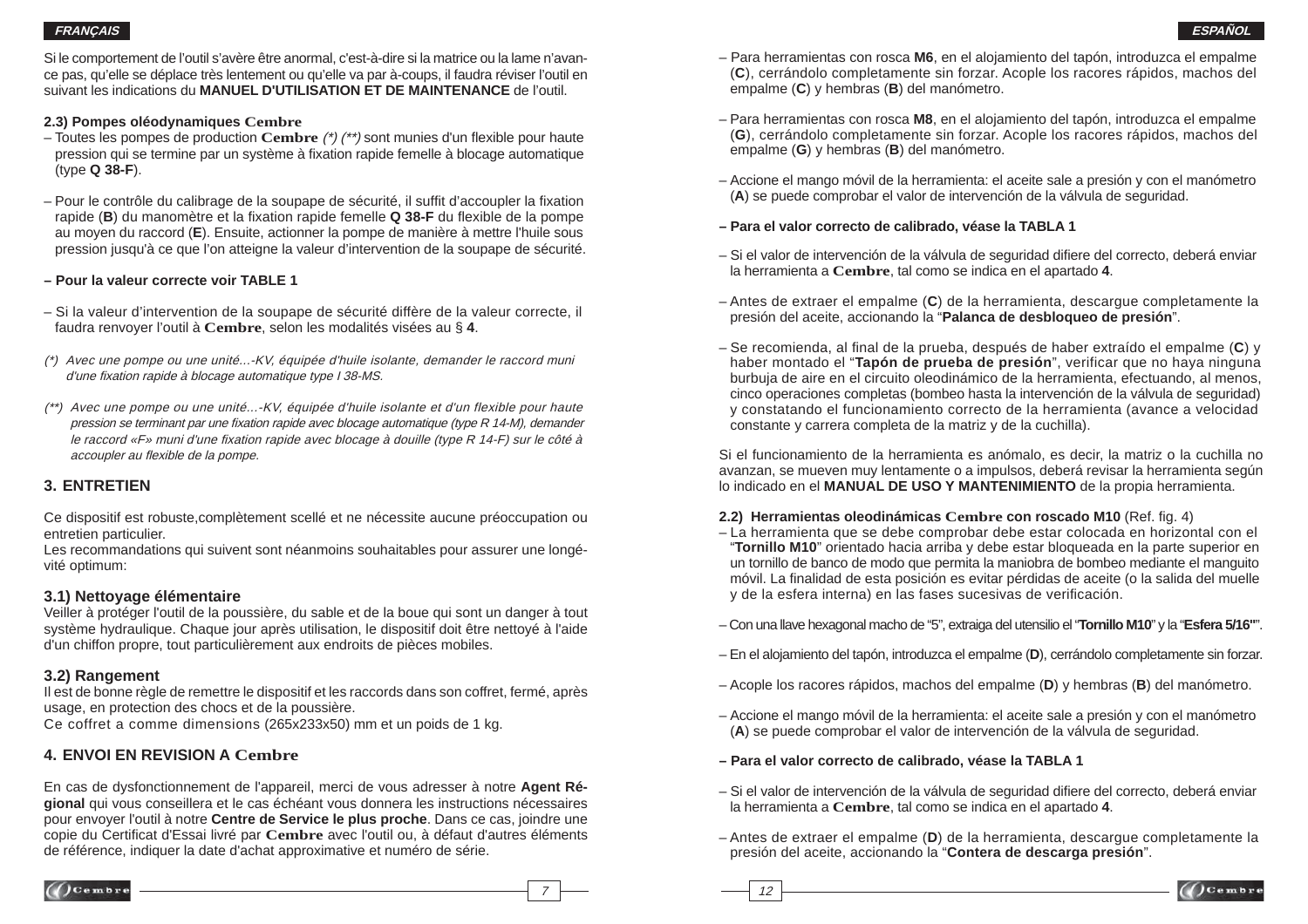Si le comportement de l'outil s'avère être anormal, c'est-à-dire si la matrice ou la lame n'avance pas, qu'elle se déplace très lentement ou qu'elle va par à-coups, il faudra réviser l'outil en suivant les indications du **MANUEL D'UTILISATION ET DE MAINTENANCE** de l'outil.

**2.3) Pompes oléodynamiques Cembre**

– Toutes les pompes de production **Cembre** *(\*) (\*\*)* sont munies d'un flexible pour haute pression qui se termine par un système à fixation rapide femelle à blocage automatique (type **Q 38-F**).

– Pour le contrôle du calibrage de la soupape de sécurité, il suffit d'accoupler la fixation rapide (**B**) du manomètre et la fixation rapide femelle **Q 38-F** du flexible de la pompe au moyen du raccord (**E**). Ensuite, actionner la pompe de manière à mettre l'huile sous pression jusqu'à ce que l'on atteigne la valeur d'intervention de la soupape de sécurité.

**– Pour la valeur correcte voir TABLE 1**

– Si la valeur d'intervention de la soupape de sécurité diffère de la valeur correcte, il faudra renvoyer l'outil à **Cembre**, selon les modalités visées au § **4**.

*(\*) Avec une pompe ou une unité...-KV, équipée d'huile isolante, demander le raccord muni d'une fixation rapide à blocage automatique type I 38-MS.*

*(\*\*) Avec une pompe ou une unité...-KV, équipée d'huile isolante et d'un flexible pour haute pression se terminant par une fixation rapide avec blocage automatique (type R 14-M), demander le raccord «F» muni d'une fixation rapide avec blocage à douille (type R 14-F) sur le côté à accoupler au flexible de la pompe.*

## 3. ENTRETIEN

Ce dispositif est robuste,complètement scellé et ne nécessite aucune préoccupation ou entretien particulier.
Les recommandations qui suivent sont néanmoins souhaitables pour assurer une longévité optimum:

### 3.1) Nettoyage élémentaire

Veiller à protéger l'outil de la poussière, du sable et de la boue qui sont un danger à tout système hydraulique. Chaque jour après utilisation, le dispositif doit être nettoyé à l'aide d'un chiffon propre, tout particulièrement aux endroits de pièces mobiles.

### 3.2) Rangement

Il est de bonne règle de remettre le dispositif et les raccords dans son coffret, fermé, après usage, en protection des chocs et de la poussière.
Ce coffret a comme dimensions (265x233x50) mm et un poids de 1 kg.

## 4. ENVOI EN REVISION A Cembre

En cas de dysfonctionnement de l'appareil, merci de vous adresser à notre **Agent Régional** qui vous conseillera et le cas échéant vous donnera les instructions nécessaires pour envoyer l'outil à notre **Centre de Service le plus proche**. Dans ce cas, joindre une copie du Certificat d'Essai livré par **Cembre** avec l'outil ou, à défaut d'autres éléments de référence, indiquer la date d'achat approximative et numéro de série.

– Para herramientas con rosca **M6**, en el alojamiento del tapón, introduzca el empalme (**C**), cerrándolo completamente sin forzar. Acople los racores rápidos, machos del empalme (**C**) y hembras (**B**) del manómetro.

– Para herramientas con rosca **M8**, en el alojamiento del tapón, introduzca el empalme (**G**), cerrándolo completamente sin forzar. Acople los racores rápidos, machos del empalme (**G**) y hembras (**B**) del manómetro.

– Accione el mango móvil de la herramienta: el aceite sale a presión y con el manómetro (**A**) se puede comprobar el valor de intervención de la válvula de seguridad.

**– Para el valor correcto de calibrado, véase la TABLA 1**

– Si el valor de intervención de la válvula de seguridad difiere del correcto, deberá enviar la herramienta a **Cembre**, tal como se indica en el apartado **4**.

– Antes de extraer el empalme (**C**) de la herramienta, descargue completamente la presión del aceite, accionando la "**Palanca de desbloqueo de presión**".

– Se recomienda, al final de la prueba, después de haber extraído el empalme (**C**) y haber montado el "**Tapón de prueba de presión**", verificar que no haya ninguna burbuja de aire en el circuito oleodinámico de la herramienta, efectuando, al menos, cinco operaciones completas (bombeo hasta la intervención de la válvula de seguridad) y constatando el funcionamiento correcto de la herramienta (avance a velocidad constante y carrera completa de la matriz y de la cuchilla).

Si el funcionamiento de la herramienta es anómalo, es decir, la matriz o la cuchilla no avanzan, se mueven muy lentamente o a impulsos, deberá revisar la herramienta según lo indicado en el **MANUAL DE USO Y MANTENIMIENTO** de la propia herramienta.

**2.2) Herramientas oleodinámicas Cembre con roscado M10** (Ref. fig. 4)

– La herramienta que se debe comprobar debe estar colocada en horizontal con el "**Tornillo M10**" orientado hacia arriba y debe estar bloqueada en la parte superior en un tornillo de banco de modo que permita la maniobra de bombeo mediante el manguito móvil. La finalidad de esta posición es evitar pérdidas de aceite (o la salida del muelle y de la esfera interna) en las fases sucesivas de verificación.

– Con una llave hexagonal macho de "5", extraiga del utensilio el "**Tornillo M10**" y la "**Esfera 5/16"**".

– En el alojamiento del tapón, introduzca el empalme (**D**), cerrándolo completamente sin forzar.

– Acople los racores rápidos, machos del empalme (**D**) y hembras (**B**) del manómetro.

– Accione el mango móvil de la herramienta: el aceite sale a presión y con el manómetro (**A**) se puede comprobar el valor de intervención de la válvula de seguridad.

**– Para el valor correcto de calibrado, véase la TABLA 1**

– Si el valor de intervención de la válvula de seguridad difiere del correcto, deberá enviar la herramienta a **Cembre**, tal como se indica en el apartado **4**.

– Antes de extraer el empalme (**D**) de la herramienta, descargue completamente la presión del aceite, accionando la "**Contera de descarga presión**".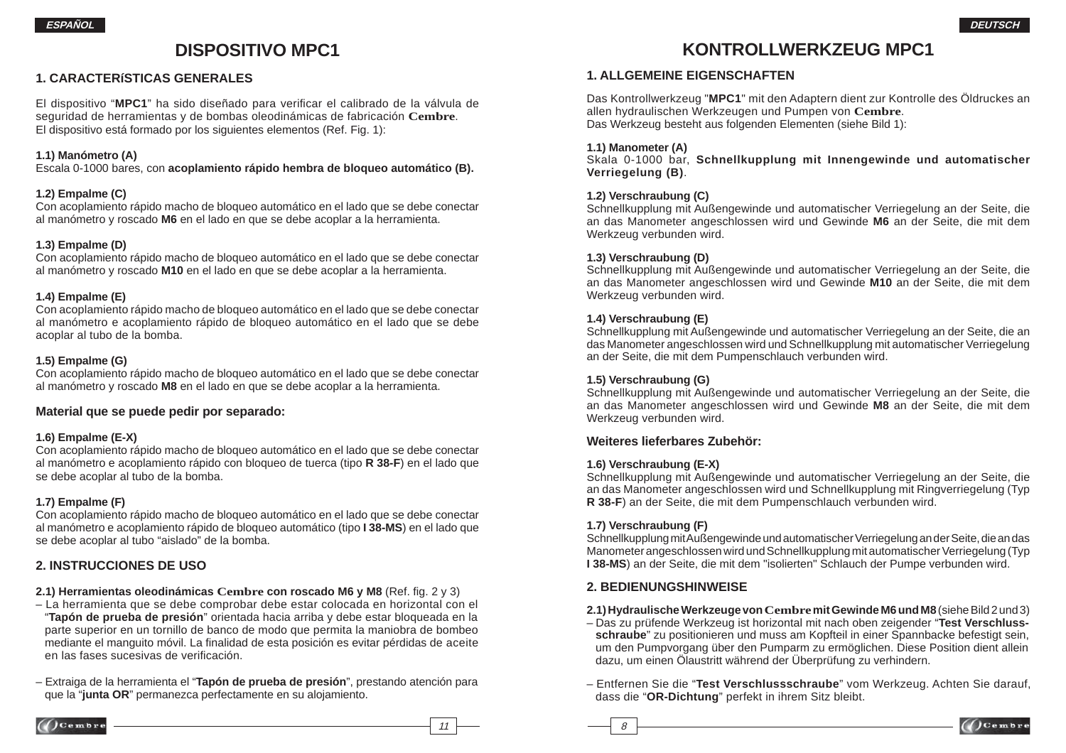# DISPOSITIVO MPC1

## 1. CARACTERíSTICAS GENERALES

El dispositivo “**MPC1**” ha sido diseñado para verificar el calibrado de la válvula de seguridad de herramientas y de bombas oleodinámicas de fabricación **Cembre**.
El dispositivo está formado por los siguientes elementos (Ref. Fig. 1):

**1.1) Manómetro (A)**
Escala 0-1000 bares, con **acoplamiento rápido hembra de bloqueo automático (B).**

**1.2) Empalme (C)**
Con acoplamiento rápido macho de bloqueo automático en el lado que se debe conectar al manómetro y roscado **M6** en el lado en que se debe acoplar a la herramienta.

**1.3) Empalme (D)**
Con acoplamiento rápido macho de bloqueo automático en el lado que se debe conectar al manómetro y roscado **M10** en el lado en que se debe acoplar a la herramienta.

**1.4) Empalme (E)**
Con acoplamiento rápido macho de bloqueo automático en el lado que se debe conectar al manómetro e acoplamiento rápido de bloqueo automático en el lado que se debe acoplar al tubo de la bomba.

**1.5) Empalme (G)**
Con acoplamiento rápido macho de bloqueo automático en el lado que se debe conectar al manómetro y roscado **M8** en el lado en que se debe acoplar a la herramienta.

### Material que se puede pedir por separado:

**1.6) Empalme (E-X)**
Con acoplamiento rápido macho de bloqueo automático en el lado que se debe conectar al manómetro e acoplamiento rápido con bloqueo de tuerca (tipo **R 38-F**) en el lado que se debe acoplar al tubo de la bomba.

**1.7) Empalme (F)**
Con acoplamiento rápido macho de bloqueo automático en el lado que se debe conectar al manómetro e acoplamiento rápido de bloqueo automático (tipo **I 38-MS**) en el lado que se debe acoplar al tubo “aislado” de la bomba.

## 2. INSTRUCCIONES DE USO

**2.1) Herramientas oleodinámicas Cembre con roscado M6 y M8** (Ref. fig. 2 y 3)

– La herramienta que se debe comprobar debe estar colocada en horizontal con el “**Tapón de prueba de presión**” orientada hacia arriba y debe estar bloqueada en la parte superior en un tornillo de banco de modo que permita la maniobra de bombeo mediante el manguito móvil. La finalidad de esta posición es evitar pérdidas de aceite en las fases sucesivas de verificación.

– Extraiga de la herramienta el “**Tapón de prueba de presión**”, prestando atención para que la “**junta OR**” permanezca perfectamente en su alojamiento.

# KONTROLLWERKZEUG MPC1

## 1. ALLGEMEINE EIGENSCHAFTEN

Das Kontrollwerkzeug "**MPC1**" mit den Adaptern dient zur Kontrolle des Öldruckes an allen hydraulischen Werkzeugen und Pumpen von **Cembre**.
Das Werkzeug besteht aus folgenden Elementen (siehe Bild 1):

**1.1) Manometer (A)**
Skala 0-1000 bar, **Schnellkupplung mit Innengewinde und automatischer Verriegelung (B)**.

**1.2) Verschraubung (C)**
Schnellkupplung mit Außengewinde und automatischer Verriegelung an der Seite, die an das Manometer angeschlossen wird und Gewinde **M6** an der Seite, die mit dem Werkzeug verbunden wird.

**1.3) Verschraubung (D)**
Schnellkupplung mit Außengewinde und automatischer Verriegelung an der Seite, die an das Manometer angeschlossen wird und Gewinde **M10** an der Seite, die mit dem Werkzeug verbunden wird.

**1.4) Verschraubung (E)**
Schnellkupplung mit Außengewinde und automatischer Verriegelung an der Seite, die an das Manometer angeschlossen wird und Schnellkupplung mit automatischer Verriegelung an der Seite, die mit dem Pumpenschlauch verbunden wird.

**1.5) Verschraubung (G)**
Schnellkupplung mit Außengewinde und automatischer Verriegelung an der Seite, die an das Manometer angeschlossen wird und Gewinde **M8** an der Seite, die mit dem Werkzeug verbunden wird.

### Weiteres lieferbares Zubehör:

**1.6) Verschraubung (E-X)**
Schnellkupplung mit Außengewinde und automatischer Verriegelung an der Seite, die an das Manometer angeschlossen wird und Schnellkupplung mit Ringverriegelung (Typ **R 38-F**) an der Seite, die mit dem Pumpenschlauch verbunden wird.

**1.7) Verschraubung (F)**
Schnellkupplung mit Außengewinde und automatischer Verriegelung an der Seite, die an das Manometer angeschlossen wird und Schnellkupplung mit automatischer Verriegelung (Typ **I 38-MS**) an der Seite, die mit dem "isolierten" Schlauch der Pumpe verbunden wird.

## 2. BEDIENUNGSHINWEISE

**2.1) Hydraulische Werkzeuge von Cembre mit Gewinde M6 und M8** (siehe Bild 2 und 3)

– Das zu prüfende Werkzeug ist horizontal mit nach oben zeigender “**Test Verschluss-schraube**” zu positionieren und muss am Kopfteil in einer Spannbacke befestigt sein, um den Pumpvorgang über den Pumparm zu ermöglichen. Diese Position dient allein dazu, um einen Ölaustritt während der Überprüfung zu verhindern.

– Entfernen Sie die “**Test Verschlussschraube**” vom Werkzeug. Achten Sie darauf, dass die “**OR-Dichtung**” perfekt in ihrem Sitz bleibt.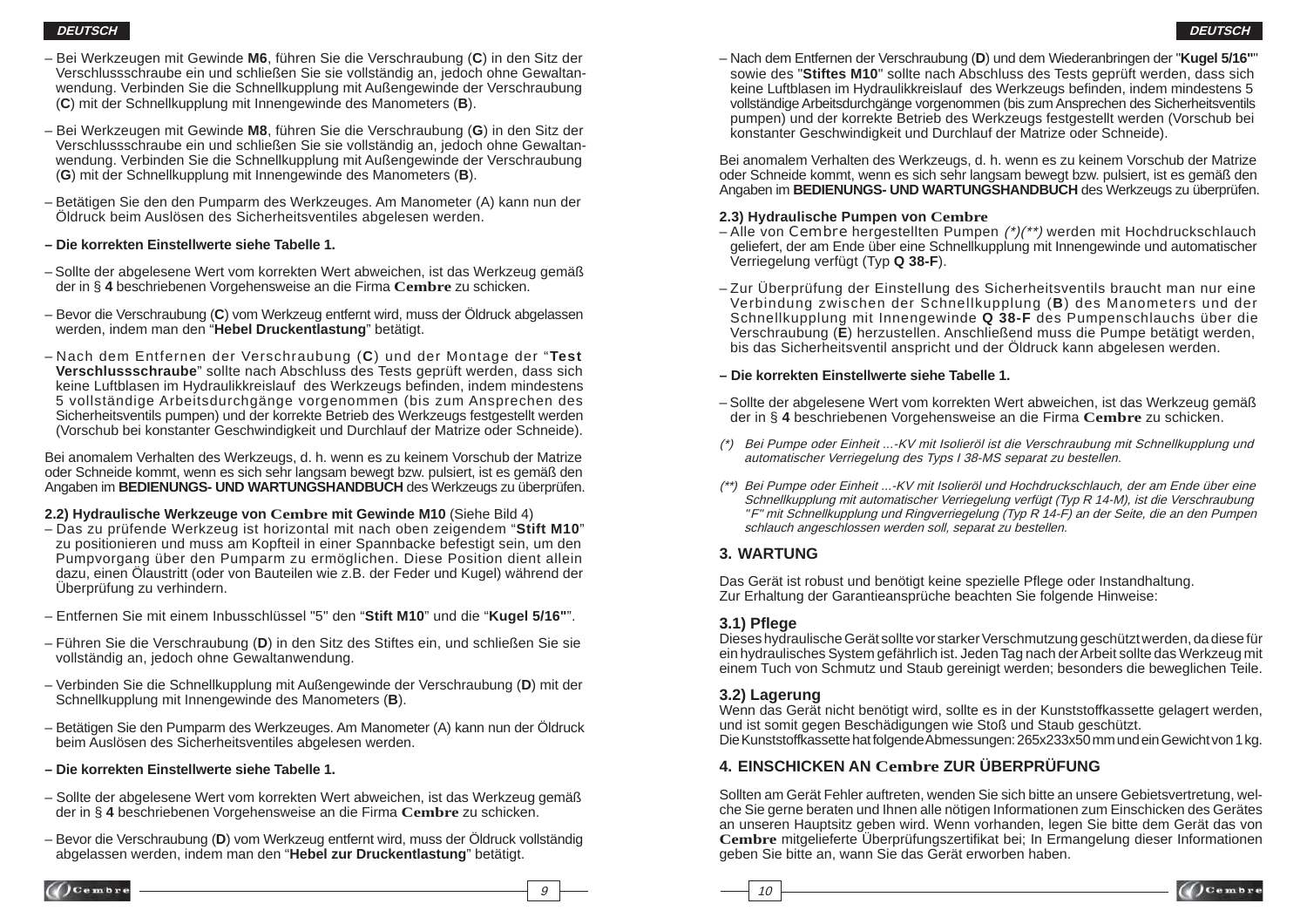– Bei Werkzeugen mit Gewinde **M6**, führen Sie die Verschraubung (**C**) in den Sitz der Verschlussschraube ein und schließen Sie sie vollständig an, jedoch ohne Gewaltanwendung. Verbinden Sie die Schnellkupplung mit Außengewinde der Verschraubung (**C**) mit der Schnellkupplung mit Innengewinde des Manometers (**B**).

– Bei Werkzeugen mit Gewinde **M8**, führen Sie die Verschraubung (**G**) in den Sitz der Verschlussschraube ein und schließen Sie sie vollständig an, jedoch ohne Gewaltanwendung. Verbinden Sie die Schnellkupplung mit Außengewinde der Verschraubung (**G**) mit der Schnellkupplung mit Innengewinde des Manometers (**B**).

– Betätigen Sie den den Pumparm des Werkzeuges. Am Manometer (A) kann nun der Öldruck beim Auslösen des Sicherheitsventiles abgelesen werden.

**– Die korrekten Einstellwerte siehe Tabelle 1.**

– Sollte der abgelesene Wert vom korrekten Wert abweichen, ist das Werkzeug gemäß der in § **4** beschriebenen Vorgehensweise an die Firma **Cembre** zu schicken.

– Bevor die Verschraubung (**C**) vom Werkzeug entfernt wird, muss der Öldruck abgelassen werden, indem man den "**Hebel Druckentlastung**" betätigt.

– Nach dem Entfernen der Verschraubung (**C**) und der Montage der "**Test Verschlussschraube**" sollte nach Abschluss des Tests geprüft werden, dass sich keine Luftblasen im Hydraulikkreislauf des Werkzeugs befinden, indem mindestens 5 vollständige Arbeitsdurchgänge vorgenommen (bis zum Ansprechen des Sicherheitsventils pumpen) und der korrekte Betrieb des Werkzeugs festgestellt werden (Vorschub bei konstanter Geschwindigkeit und Durchlauf der Matrize oder Schneide).

Bei anomalem Verhalten des Werkzeugs, d. h. wenn es zu keinem Vorschub der Matrize oder Schneide kommt, wenn es sich sehr langsam bewegt bzw. pulsiert, ist es gemäß den Angaben im **BEDIENUNGS- UND WARTUNGSHANDBUCH** des Werkzeugs zu überprüfen.

### 2.2) Hydraulische Werkzeuge von Cembre mit Gewinde M10 (Siehe Bild 4)

– Das zu prüfende Werkzeug ist horizontal mit nach oben zeigendem "**Stift M10**" zu positionieren und muss am Kopfteil in einer Spannbacke befestigt sein, um den Pumpvorgang über den Pumparm zu ermöglichen. Diese Position dient allein dazu, einen Ölaustritt (oder von Bauteilen wie z.B. der Feder und Kugel) während der Überprüfung zu verhindern.

– Entfernen Sie mit einem Inbusschlüssel "5" den "**Stift M10**" und die "**Kugel 5/16"**".

– Führen Sie die Verschraubung (**D**) in den Sitz des Stiftes ein, und schließen Sie sie vollständig an, jedoch ohne Gewaltanwendung.

– Verbinden Sie die Schnellkupplung mit Außengewinde der Verschraubung (**D**) mit der Schnellkupplung mit Innengewinde des Manometers (**B**).

– Betätigen Sie den Pumparm des Werkzeuges. Am Manometer (A) kann nun der Öldruck beim Auslösen des Sicherheitsventiles abgelesen werden.

**– Die korrekten Einstellwerte siehe Tabelle 1.**

– Sollte der abgelesene Wert vom korrekten Wert abweichen, ist das Werkzeug gemäß der in § **4** beschriebenen Vorgehensweise an die Firma **Cembre** zu schicken.

– Bevor die Verschraubung (**D**) vom Werkzeug entfernt wird, muss der Öldruck vollständig abgelassen werden, indem man den "**Hebel zur Druckentlastung**" betätigt.

– Nach dem Entfernen der Verschraubung (**D**) und dem Wiederanbringen der "**Kugel 5/16"**" sowie des "**Stiftes M10**" sollte nach Abschluss des Tests geprüft werden, dass sich keine Luftblasen im Hydraulikkreislauf des Werkzeugs befinden, indem mindestens 5 vollständige Arbeitsdurchgänge vorgenommen (bis zum Ansprechen des Sicherheitsventils pumpen) und der korrekte Betrieb des Werkzeugs festgestellt werden (Vorschub bei konstanter Geschwindigkeit und Durchlauf der Matrize oder Schneide).

Bei anomalem Verhalten des Werkzeugs, d. h. wenn es zu keinem Vorschub der Matrize oder Schneide kommt, wenn es sich sehr langsam bewegt bzw. pulsiert, ist es gemäß den Angaben im **BEDIENUNGS- UND WARTUNGSHANDBUCH** des Werkzeugs zu überprüfen.

### 2.3) Hydraulische Pumpen von Cembre

– Alle von Cembre hergestellten Pumpen *(\*)(\*\*)* werden mit Hochdruckschlauch geliefert, der am Ende über eine Schnellkupplung mit Innengewinde und automatischer Verriegelung verfügt (Typ **Q 38-F**).

– Zur Überprüfung der Einstellung des Sicherheitsventils braucht man nur eine Verbindung zwischen der Schnellkupplung (**B**) des Manometers und der Schnellkupplung mit Innengewinde **Q 38-F** des Pumpenschlauchs über die Verschraubung (**E**) herzustellen. Anschließend muss die Pumpe betätigt werden, bis das Sicherheitsventil anspricht und der Öldruck kann abgelesen werden.

**– Die korrekten Einstellwerte siehe Tabelle 1.**

– Sollte der abgelesene Wert vom korrekten Wert abweichen, ist das Werkzeug gemäß der in § **4** beschriebenen Vorgehensweise an die Firma **Cembre** zu schicken.

*(\*) Bei Pumpe oder Einheit ...-KV mit Isolieröl ist die Verschraubung mit Schnellkupplung und automatischer Verriegelung des Typs I 38-MS separat zu bestellen.*

*(\*\*) Bei Pumpe oder Einheit ...-KV mit Isolieröl und Hochdruckschlauch, der am Ende über eine Schnellkupplung mit automatischer Verriegelung verfügt (Typ R 14-M), ist die Verschraubung "F" mit Schnellkupplung und Ringverriegelung (Typ R 14-F) an der Seite, die an den Pumpen schlauch angeschlossen werden soll, separat zu bestellen.*

## 3. WARTUNG

Das Gerät ist robust und benötigt keine spezielle Pflege oder Instandhaltung.
Zur Erhaltung der Garantieansprüche beachten Sie folgende Hinweise:

### 3.1) Pflege

Dieses hydraulische Gerät sollte vor starker Verschmutzung geschützt werden, da diese für ein hydraulisches System gefährlich ist. Jeden Tag nach der Arbeit sollte das Werkzeug mit einem Tuch von Schmutz und Staub gereinigt werden; besonders die beweglichen Teile.

### 3.2) Lagerung

Wenn das Gerät nicht benötigt wird, sollte es in der Kunststoffkassette gelagert werden, und ist somit gegen Beschädigungen wie Stoß und Staub geschützt.
Die Kunststoffkassette hat folgende Abmessungen: 265x233x50 mm und ein Gewicht von 1 kg.

## 4. EINSCHICKEN AN Cembre ZUR ÜBERPRÜFUNG

Sollten am Gerät Fehler auftreten, wenden Sie sich bitte an unsere Gebietsvertretung, welche Sie gerne beraten und Ihnen alle nötigen Informationen zum Einschicken des Gerätes an unseren Hauptsitz geben wird. Wenn vorhanden, legen Sie bitte dem Gerät das von **Cembre** mitgelieferte Überprüfungszertifikat bei; In Ermangelung dieser Informationen geben Sie bitte an, wann Sie das Gerät erworben haben.